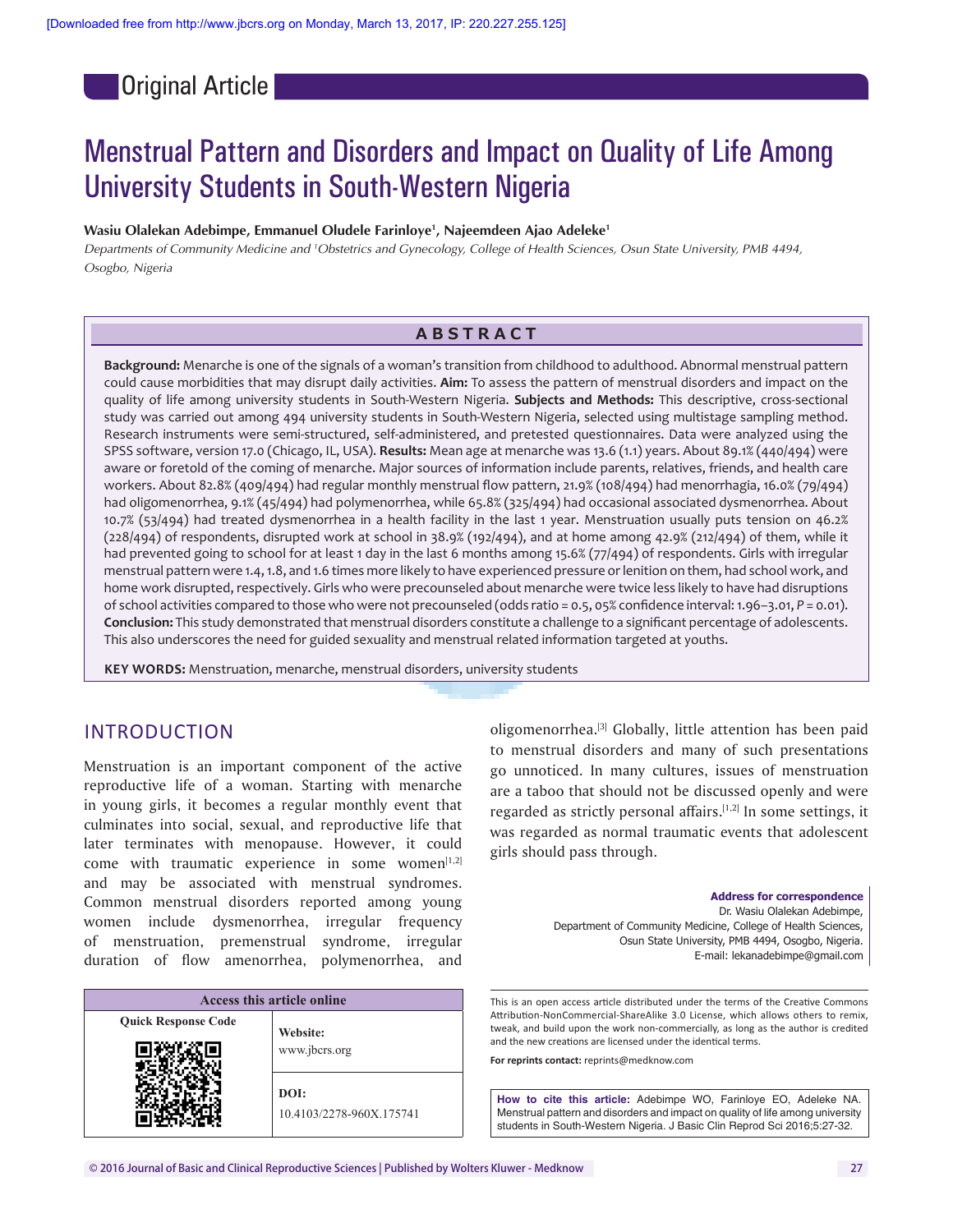Original Article

# Menstrual Pattern and Disorders and Impact on Quality of Life Among University Students in South-Western Nigeria

**Wasiu Olalekan Adebimpe, Emmanuel Oludele Farinloye[1], Najeemdeen Ajao Adeleke[1]**

*Departments of Community Medicine and [1]Obstetrics and Gynecology, College of Health Sciences, Osun State University, PMB 4494, Osogbo, Nigeria*

## ABSTRACT

**Background:** Menarche is one of the signals of a woman's transition from childhood to adulthood. Abnormal menstrual pattern could cause morbidities that may disrupt daily activities. **Aim:** To assess the pattern of menstrual disorders and impact on the quality of life among university students in South-Western Nigeria. **Subjects and Methods:** This descriptive, cross-sectional study was carried out among 494 university students in South-Western Nigeria, selected using multistage sampling method. Research instruments were semi-structured, self-administered, and pretested questionnaires. Data were analyzed using the SPSS software, version 17.0 (Chicago, IL, USA). **Results:** Mean age at menarche was 13.6 (1.1) years. About 89.1% (440/494) were aware or foretold of the coming of menarche. Major sources of information include parents, relatives, friends, and health care workers. About 82.8% (409/494) had regular monthly menstrual flow pattern, 21.9% (108/494) had menorrhagia, 16.0% (79/494) had oligomenorrhea, 9.1% (45/494) had polymenorrhea, while 65.8% (325/494) had occasional associated dysmenorrhea. About 10.7% (53/494) had treated dysmenorrhea in a health facility in the last 1 year. Menstruation usually puts tension on 46.2% (228/494) of respondents, disrupted work at school in 38.9% (192/494), and at home among 42.9% (212/494) of them, while it had prevented going to school for at least 1 day in the last 6 months among 15.6% (77/494) of respondents. Girls with irregular menstrual pattern were 1.4, 1.8, and 1.6 times more likely to have experienced pressure or lenition on them, had school work, and home work disrupted, respectively. Girls who were precounseled about menarche were twice less likely to have had disruptions of school activities compared to those who were not precounseled (odds ratio = 0.5, 05% confidence interval: 1.96–3.01, $P = 0.01$). **Conclusion:** This study demonstrated that menstrual disorders constitute a challenge to a significant percentage of adolescents. This also underscores the need for guided sexuality and menstrual related information targeted at youths.

**KEY WORDS:** Menstruation, menarche, menstrual disorders, university students

## INTRODUCTION

Menstruation is an important component of the active reproductive life of a woman. Starting with menarche in young girls, it becomes a regular monthly event that culminates into social, sexual, and reproductive life that later terminates with menopause. However, it could come with traumatic experience in some women[1,2] and may be associated with menstrual syndromes. Common menstrual disorders reported among young women include dysmenorrhea, irregular frequency of menstruation, premenstrual syndrome, irregular duration of flow amenorrhea, polymenorrhea, and oligomenorrhea.[3] Globally, little attention has been paid to menstrual disorders and many of such presentations go unnoticed. In many cultures, issues of menstruation are a taboo that should not be discussed openly and were regarded as strictly personal affairs.[1,2] In some settings, it was regarded as normal traumatic events that adolescent girls should pass through.

**Address for correspondence**
Dr. Wasiu Olalekan Adebimpe,
Department of Community Medicine, College of Health Sciences,
Osun State University, PMB 4494, Osogbo, Nigeria.
E-mail: lekanadebimpe@gmail.com

| Access this article online | |
|---|---|
| Quick Response Code | **Website:** www.jbcrs.org |
| | **DOI:** 10.4103/2278-960X.175741 |

This is an open access article distributed under the terms of the Creative Commons Attribution-NonCommercial-ShareAlike 3.0 License, which allows others to remix, tweak, and build upon the work non-commercially, as long as the author is credited and the new creations are licensed under the identical terms.

**For reprints contact:** reprints@medknow.com

**How to cite this article:** Adebimpe WO, Farinloye EO, Adeleke NA. Menstrual pattern and disorders and impact on quality of life among university students in South-Western Nigeria. J Basic Clin Reprod Sci 2016;5:27-32.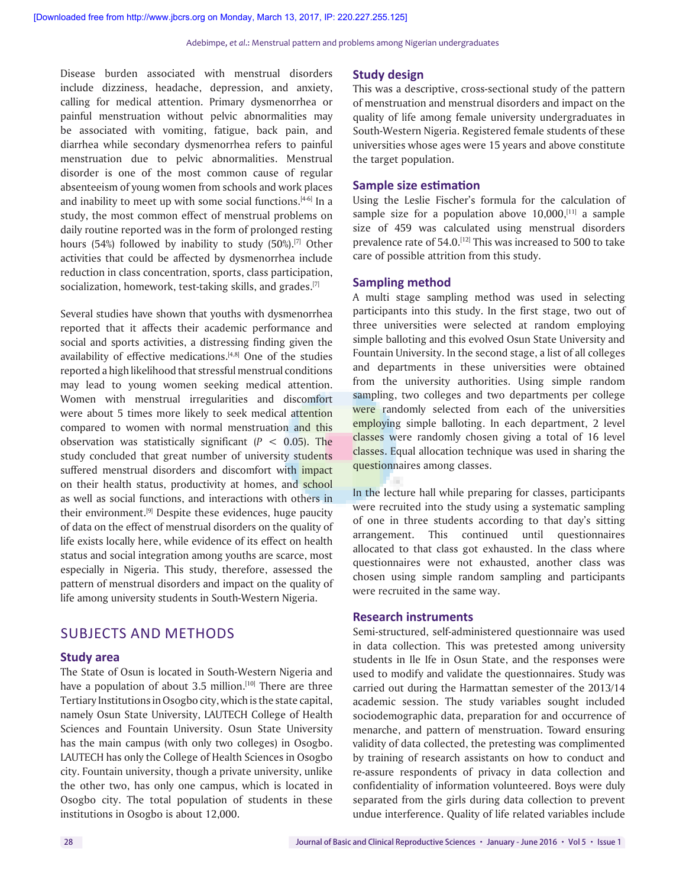Disease burden associated with menstrual disorders include dizziness, headache, depression, and anxiety, calling for medical attention. Primary dysmenorrhea or painful menstruation without pelvic abnormalities may be associated with vomiting, fatigue, back pain, and diarrhea while secondary dysmenorrhea refers to painful menstruation due to pelvic abnormalities. Menstrual disorder is one of the most common cause of regular absenteeism of young women from schools and work places and inability to meet up with some social functions.[4-6] In a study, the most common effect of menstrual problems on daily routine reported was in the form of prolonged resting hours (54%) followed by inability to study (50%).[7] Other activities that could be affected by dysmenorrhea include reduction in class concentration, sports, class participation, socialization, homework, test-taking skills, and grades.[7]

Several studies have shown that youths with dysmenorrhea reported that it affects their academic performance and social and sports activities, a distressing finding given the availability of effective medications.[4,8] One of the studies reported a high likelihood that stressful menstrual conditions may lead to young women seeking medical attention. Women with menstrual irregularities and discomfort were about 5 times more likely to seek medical attention compared to women with normal menstruation and this observation was statistically significant ($P < 0.05$). The study concluded that great number of university students suffered menstrual disorders and discomfort with impact on their health status, productivity at homes, and school as well as social functions, and interactions with others in their environment.[9] Despite these evidences, huge paucity of data on the effect of menstrual disorders on the quality of life exists locally here, while evidence of its effect on health status and social integration among youths are scarce, most especially in Nigeria. This study, therefore, assessed the pattern of menstrual disorders and impact on the quality of life among university students in South-Western Nigeria.

# SUBJECTS AND METHODS

## Study area

The State of Osun is located in South-Western Nigeria and have a population of about 3.5 million.[10] There are three Tertiary Institutions in Osogbo city, which is the state capital, namely Osun State University, LAUTECH College of Health Sciences and Fountain University. Osun State University has the main campus (with only two colleges) in Osogbo. LAUTECH has only the College of Health Sciences in Osogbo city. Fountain university, though a private university, unlike the other two, has only one campus, which is located in Osogbo city. The total population of students in these institutions in Osogbo is about 12,000.

## Study design

This was a descriptive, cross-sectional study of the pattern of menstruation and menstrual disorders and impact on the quality of life among female university undergraduates in South-Western Nigeria. Registered female students of these universities whose ages were 15 years and above constitute the target population.

## Sample size estimation

Using the Leslie Fischer's formula for the calculation of sample size for a population above 10,000,[11] a sample size of 459 was calculated using menstrual disorders prevalence rate of 54.0.[12] This was increased to 500 to take care of possible attrition from this study.

## Sampling method

A multi stage sampling method was used in selecting participants into this study. In the first stage, two out of three universities were selected at random employing simple balloting and this evolved Osun State University and Fountain University. In the second stage, a list of all colleges and departments in these universities were obtained from the university authorities. Using simple random sampling, two colleges and two departments per college were randomly selected from each of the universities employing simple balloting. In each department, 2 level classes were randomly chosen giving a total of 16 level classes. Equal allocation technique was used in sharing the questionnaires among classes.

In the lecture hall while preparing for classes, participants were recruited into the study using a systematic sampling of one in three students according to that day's sitting arrangement. This continued until questionnaires allocated to that class got exhausted. In the class where questionnaires were not exhausted, another class was chosen using simple random sampling and participants were recruited in the same way.

## Research instruments

Semi-structured, self-administered questionnaire was used in data collection. This was pretested among university students in Ile Ife in Osun State, and the responses were used to modify and validate the questionnaires. Study was carried out during the Harmattan semester of the 2013/14 academic session. The study variables sought included sociodemographic data, preparation for and occurrence of menarche, and pattern of menstruation. Toward ensuring validity of data collected, the pretesting was complimented by training of research assistants on how to conduct and re-assure respondents of privacy in data collection and confidentiality of information volunteered. Boys were duly separated from the girls during data collection to prevent undue interference. Quality of life related variables include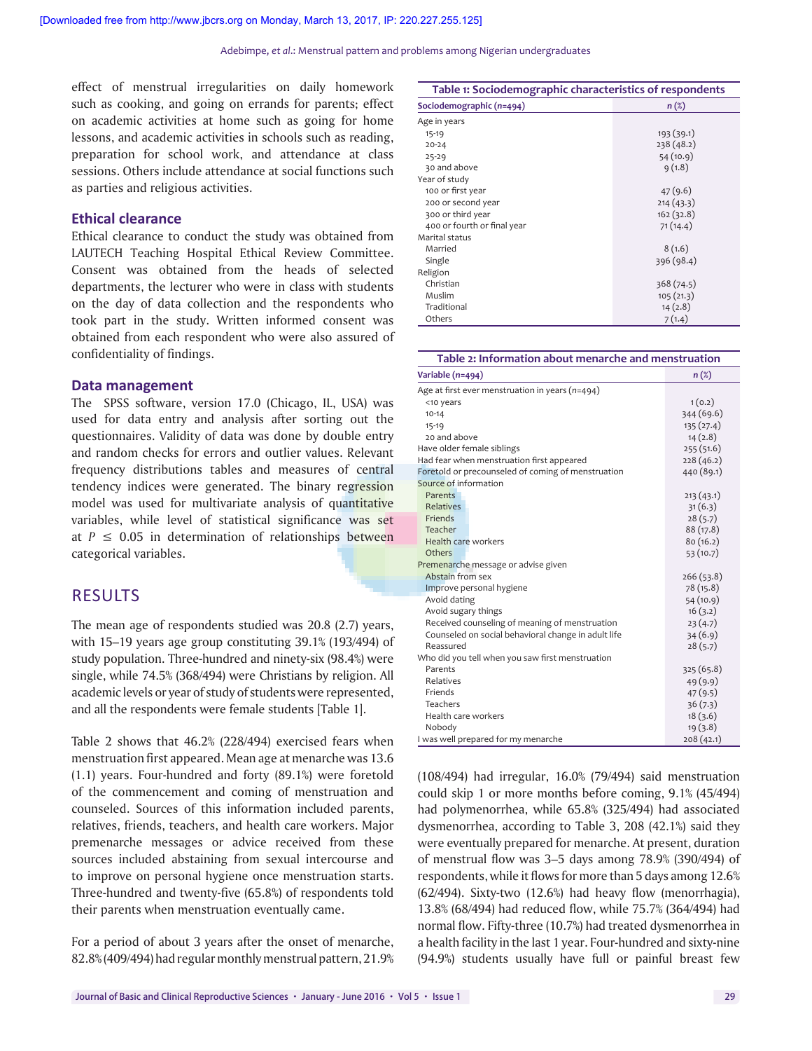effect of menstrual irregularities on daily homework such as cooking, and going on errands for parents; effect on academic activities at home such as going for home lessons, and academic activities in schools such as reading, preparation for school work, and attendance at class sessions. Others include attendance at social functions such as parties and religious activities.

### Ethical clearance

Ethical clearance to conduct the study was obtained from LAUTECH Teaching Hospital Ethical Review Committee. Consent was obtained from the heads of selected departments, the lecturer who were in class with students on the day of data collection and the respondents who took part in the study. Written informed consent was obtained from each respondent who were also assured of confidentiality of findings.

### Data management

The SPSS software, version 17.0 (Chicago, IL, USA) was used for data entry and analysis after sorting out the questionnaires. Validity of data was done by double entry and random checks for errors and outlier values. Relevant frequency distributions tables and measures of central tendency indices were generated. The binary regression model was used for multivariate analysis of quantitative variables, while level of statistical significance was set at $P \leq 0.05$ in determination of relationships between categorical variables.

## RESULTS

The mean age of respondents studied was 20.8 (2.7) years, with 15–19 years age group constituting 39.1% (193/494) of study population. Three-hundred and ninety-six (98.4%) were single, while 74.5% (368/494) were Christians by religion. All academic levels or year of study of students were represented, and all the respondents were female students [Table 1].

**Table 1: Sociodemographic characteristics of respondents**

| Sociodemographic (n=494) | n (%) |
|---|---|
| Age in years | |
| 15-19 | 193 (39.1) |
| 20-24 | 238 (48.2) |
| 25-29 | 54 (10.9) |
| 30 and above | 9 (1.8) |
| Year of study | |
| 100 or first year | 47 (9.6) |
| 200 or second year | 214 (43.3) |
| 300 or third year | 162 (32.8) |
| 400 or fourth or final year | 71 (14.4) |
| Marital status | |
| Married | 8 (1.6) |
| Single | 396 (98.4) |
| Religion | |
| Christian | 368 (74.5) |
| Muslim | 105 (21.3) |
| Traditional | 14 (2.8) |
| Others | 7 (1.4) |

Table 2 shows that 46.2% (228/494) exercised fears when menstruation first appeared. Mean age at menarche was 13.6 (1.1) years. Four-hundred and forty (89.1%) were foretold of the commencement and coming of menstruation and counseled. Sources of this information included parents, relatives, friends, teachers, and health care workers. Major premenarche messages or advice received from these sources included abstaining from sexual intercourse and to improve on personal hygiene once menstruation starts. Three-hundred and twenty-five (65.8%) of respondents told their parents when menstruation eventually came.

**Table 2: Information about menarche and menstruation**

| Variable (n=494) | n (%) |
|---|---|
| Age at first ever menstruation in years (n=494) | |
| <10 years | 1 (0.2) |
| 10-14 | 344 (69.6) |
| 15-19 | 135 (27.4) |
| 20 and above | 14 (2.8) |
| Have older female siblings | 255 (51.6) |
| Had fear when menstruation first appeared | 228 (46.2) |
| Foretold or precounseled of coming of menstruation | 440 (89.1) |
| Source of information | |
| Parents | 213 (43.1) |
| Relatives | 31 (6.3) |
| Friends | 28 (5.7) |
| Teacher | 88 (17.8) |
| Health care workers | 80 (16.2) |
| Others | 53 (10.7) |
| Premenarche message or advise given | |
| Abstain from sex | 266 (53.8) |
| Improve personal hygiene | 78 (15.8) |
| Avoid dating | 54 (10.9) |
| Avoid sugary things | 16 (3.2) |
| Received counseling of meaning of menstruation | 23 (4.7) |
| Counseled on social behavioral change in adult life | 34 (6.9) |
| Reassured | 28 (5.7) |
| Who did you tell when you saw first menstruation | |
| Parents | 325 (65.8) |
| Relatives | 49 (9.9) |
| Friends | 47 (9.5) |
| Teachers | 36 (7.3) |
| Health care workers | 18 (3.6) |
| Nobody | 19 (3.8) |
| I was well prepared for my menarche | 208 (42.1) |

For a period of about 3 years after the onset of menarche, 82.8% (409/494) had regular monthly menstrual pattern, 21.9% (108/494) had irregular, 16.0% (79/494) said menstruation could skip 1 or more months before coming, 9.1% (45/494) had polymenorrhea, while 65.8% (325/494) had associated dysmenorrhea, according to Table 3, 208 (42.1%) said they were eventually prepared for menarche. At present, duration of menstrual flow was 3–5 days among 78.9% (390/494) of respondents, while it flows for more than 5 days among 12.6% (62/494). Sixty-two (12.6%) had heavy flow (menorrhagia), 13.8% (68/494) had reduced flow, while 75.7% (364/494) had normal flow. Fifty-three (10.7%) had treated dysmenorrhea in a health facility in the last 1 year. Four-hundred and sixty-nine (94.9%) students usually have full or painful breast few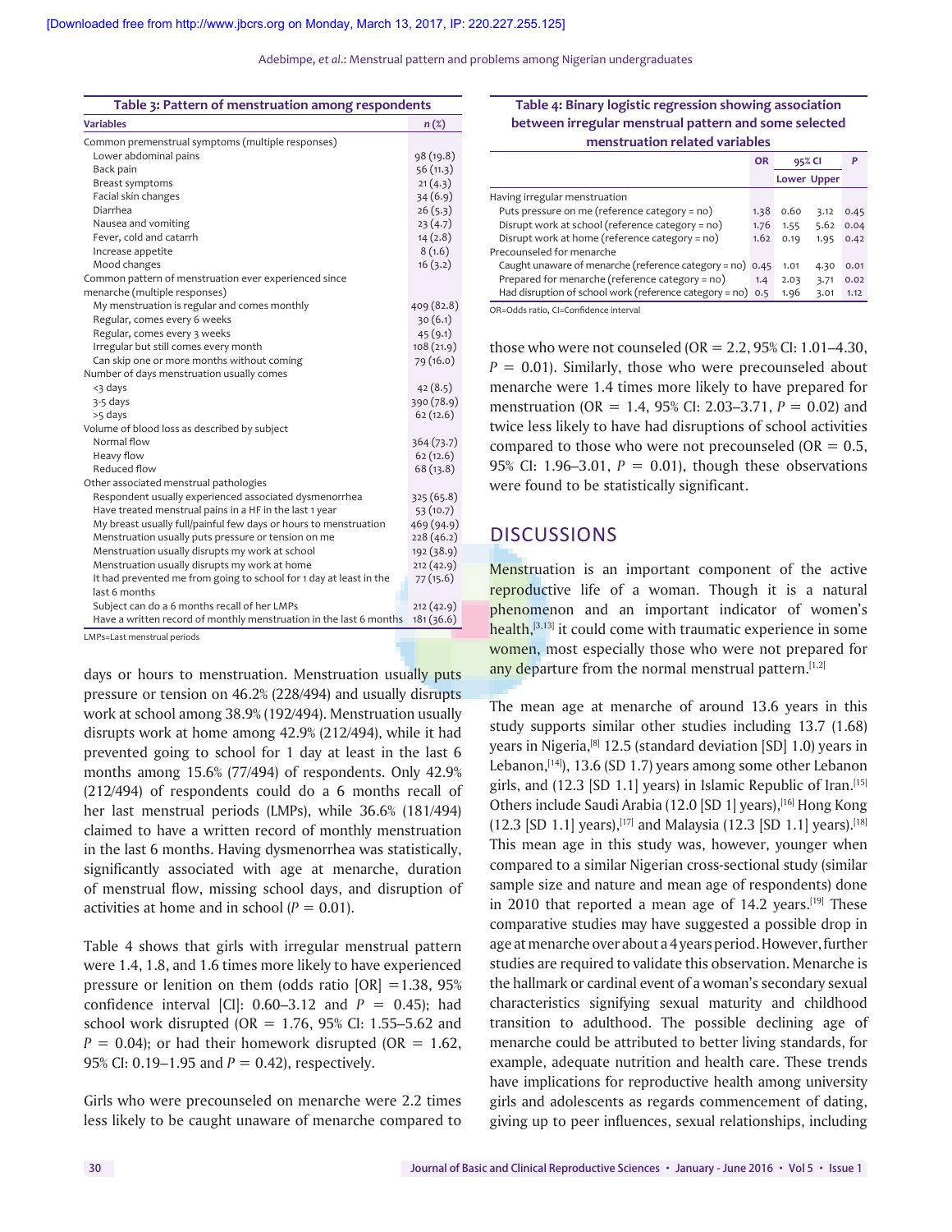**Table 3: Pattern of menstruation among respondents**

| Variables | n (%) |
|---|---|
| Common premenstrual symptoms (multiple responses) | |
| Lower abdominal pains | 98 (19.8) |
| Back pain | 56 (11.3) |
| Breast symptoms | 21 (4.3) |
| Facial skin changes | 34 (6.9) |
| Diarrhea | 26 (5.3) |
| Nausea and vomiting | 23 (4.7) |
| Fever, cold and catarrh | 14 (2.8) |
| Increase appetite | 8 (1.6) |
| Mood changes | 16 (3.2) |
| Common pattern of menstruation ever experienced since menarche (multiple responses) | |
| My menstruation is regular and comes monthly | 409 (82.8) |
| Regular, comes every 6 weeks | 30 (6.1) |
| Regular, comes every 3 weeks | 45 (9.1) |
| Irregular but still comes every month | 108 (21.9) |
| Can skip one or more months without coming | 79 (16.0) |
| Number of days menstruation usually comes | |
| <3 days | 42 (8.5) |
| 3-5 days | 390 (78.9) |
| >5 days | 62 (12.6) |
| Volume of blood loss as described by subject | |
| Normal flow | 364 (73.7) |
| Heavy flow | 62 (12.6) |
| Reduced flow | 68 (13.8) |
| Other associated menstrual pathologies | |
| Respondent usually experienced associated dysmenorrhea | 325 (65.8) |
| Have treated menstrual pains in a HF in the last 1 year | 53 (10.7) |
| My breast usually full/painful few days or hours to menstruation | 469 (94.9) |
| Menstruation usually puts pressure or tension on me | 228 (46.2) |
| Menstruation usually disrupts my work at school | 192 (38.9) |
| Menstruation usually disrupts my work at home | 212 (42.9) |
| It had prevented me from going to school for 1 day at least in the last 6 months | 77 (15.6) |
| Subject can do a 6 months recall of her LMPs | 212 (42.9) |
| Have a written record of monthly menstruation in the last 6 months | 181 (36.6) |

LMPs=Last menstrual periods

days or hours to menstruation. Menstruation usually puts pressure or tension on 46.2% (228/494) and usually disrupts work at school among 38.9% (192/494). Menstruation usually disrupts work at home among 42.9% (212/494), while it had prevented going to school for 1 day at least in the last 6 months among 15.6% (77/494) of respondents. Only 42.9% (212/494) of respondents could do a 6 months recall of her last menstrual periods (LMPs), while 36.6% (181/494) claimed to have a written record of monthly menstruation in the last 6 months. Having dysmenorrhea was statistically, significantly associated with age at menarche, duration of menstrual flow, missing school days, and disruption of activities at home and in school ($P = 0.01$).

Table 4 shows that girls with irregular menstrual pattern were 1.4, 1.8, and 1.6 times more likely to have experienced pressure or lenition on them (odds ratio [OR] =1.38, 95% confidence interval [CI]: 0.60–3.12 and $P = 0.45$); had school work disrupted (OR = 1.76, 95% CI: 1.55–5.62 and $P = 0.04$); or had their homework disrupted (OR = 1.62, 95% CI: 0.19–1.95 and $P = 0.42$), respectively.

Girls who were precounseled on menarche were 2.2 times less likely to be caught unaware of menarche compared to those who were not counseled (OR = 2.2, 95% CI: 1.01–4.30, $P = 0.01$). Similarly, those who were precounseled about menarche were 1.4 times more likely to have prepared for menstruation (OR = 1.4, 95% CI: 2.03–3.71, $P = 0.02$) and twice less likely to have had disruptions of school activities compared to those who were not precounseled (OR = 0.5, 95% CI: 1.96–3.01, $P = 0.01$), though these observations were found to be statistically significant.

**Table 4: Binary logistic regression showing association between irregular menstrual pattern and some selected menstruation related variables**

| | OR | 95% CI | | P |
|---|---|---|---|---|
| | | Lower | Upper | |
| Having irregular menstruation | | | | |
| Puts pressure on me (reference category = no) | 1.38 | 0.60 | 3.12 | 0.45 |
| Disrupt work at school (reference category = no) | 1.76 | 1.55 | 5.62 | 0.04 |
| Disrupt work at home (reference category = no) | 1.62 | 0.19 | 1.95 | 0.42 |
| Precounseled for menarche | | | | |
| Caught unaware of menarche (reference category = no) | 0.45 | 1.01 | 4.30 | 0.01 |
| Prepared for menarche (reference category = no) | 1.4 | 2.03 | 3.71 | 0.02 |
| Had disruption of school work (reference category = no) | 0.5 | 1.96 | 3.01 | 1.12 |

OR=Odds ratio, CI=Confidence interval

## DISCUSSIONS

Menstruation is an important component of the active reproductive life of a woman. Though it is a natural phenomenon and an important indicator of women's health,[3,13] it could come with traumatic experience in some women, most especially those who were not prepared for any departure from the normal menstrual pattern.[1,2]

The mean age at menarche of around 13.6 years in this study supports similar other studies including 13.7 (1.68) years in Nigeria,[8] 12.5 (standard deviation [SD] 1.0) years in Lebanon,[14]), 13.6 (SD 1.7) years among some other Lebanon girls, and (12.3 [SD 1.1] years) in Islamic Republic of Iran.[15] Others include Saudi Arabia (12.0 [SD 1] years),[16] Hong Kong (12.3 [SD 1.1] years),[17] and Malaysia (12.3 [SD 1.1] years).[18] This mean age in this study was, however, younger when compared to a similar Nigerian cross-sectional study (similar sample size and nature and mean age of respondents) done in 2010 that reported a mean age of 14.2 years.[19] These comparative studies may have suggested a possible drop in age at menarche over about a 4 years period. However, further studies are required to validate this observation. Menarche is the hallmark or cardinal event of a woman's secondary sexual characteristics signifying sexual maturity and childhood transition to adulthood. The possible declining age of menarche could be attributed to better living standards, for example, adequate nutrition and health care. These trends have implications for reproductive health among university girls and adolescents as regards commencement of dating, giving up to peer influences, sexual relationships, including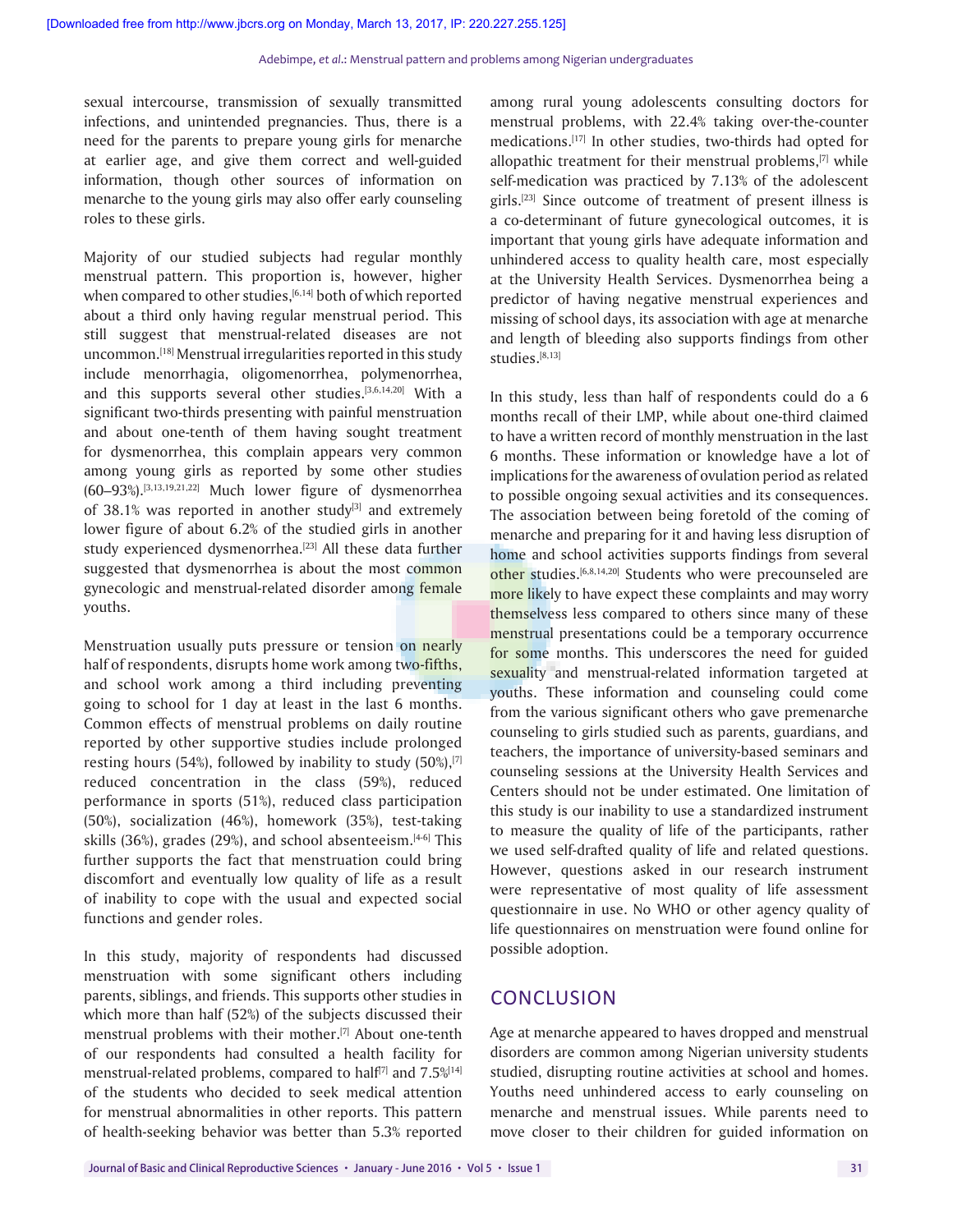sexual intercourse, transmission of sexually transmitted infections, and unintended pregnancies. Thus, there is a need for the parents to prepare young girls for menarche at earlier age, and give them correct and well-guided information, though other sources of information on menarche to the young girls may also offer early counseling roles to these girls.

Majority of our studied subjects had regular monthly menstrual pattern. This proportion is, however, higher when compared to other studies,[6,14] both of which reported about a third only having regular menstrual period. This still suggest that menstrual-related diseases are not uncommon.[18] Menstrual irregularities reported in this study include menorrhagia, oligomenorrhea, polymenorrhea, and this supports several other studies.[3,6,14,20] With a significant two-thirds presenting with painful menstruation and about one-tenth of them having sought treatment for dysmenorrhea, this complain appears very common among young girls as reported by some other studies (60–93%).[3,13,19,21,22] Much lower figure of dysmenorrhea of 38.1% was reported in another study[3] and extremely lower figure of about 6.2% of the studied girls in another study experienced dysmenorrhea.[23] All these data further suggested that dysmenorrhea is about the most common gynecologic and menstrual-related disorder among female youths.

Menstruation usually puts pressure or tension on nearly half of respondents, disrupts home work among two-fifths, and school work among a third including preventing going to school for 1 day at least in the last 6 months. Common effects of menstrual problems on daily routine reported by other supportive studies include prolonged resting hours (54%), followed by inability to study (50%),[7] reduced concentration in the class (59%), reduced performance in sports (51%), reduced class participation (50%), socialization (46%), homework (35%), test-taking skills (36%), grades (29%), and school absenteeism.[4-6] This further supports the fact that menstruation could bring discomfort and eventually low quality of life as a result of inability to cope with the usual and expected social functions and gender roles.

In this study, majority of respondents had discussed menstruation with some significant others including parents, siblings, and friends. This supports other studies in which more than half (52%) of the subjects discussed their menstrual problems with their mother.[7] About one-tenth of our respondents had consulted a health facility for menstrual-related problems, compared to half[7] and 7.5%[14] of the students who decided to seek medical attention for menstrual abnormalities in other reports. This pattern of health-seeking behavior was better than 5.3% reported among rural young adolescents consulting doctors for menstrual problems, with 22.4% taking over-the-counter medications.[17] In other studies, two-thirds had opted for allopathic treatment for their menstrual problems,[7] while self-medication was practiced by 7.13% of the adolescent girls.[23] Since outcome of treatment of present illness is a co-determinant of future gynecological outcomes, it is important that young girls have adequate information and unhindered access to quality health care, most especially at the University Health Services. Dysmenorrhea being a predictor of having negative menstrual experiences and missing of school days, its association with age at menarche and length of bleeding also supports findings from other studies.[8,13]

In this study, less than half of respondents could do a 6 months recall of their LMP, while about one-third claimed to have a written record of monthly menstruation in the last 6 months. These information or knowledge have a lot of implications for the awareness of ovulation period as related to possible ongoing sexual activities and its consequences. The association between being foretold of the coming of menarche and preparing for it and having less disruption of home and school activities supports findings from several other studies.[6,8,14,20] Students who were precounseled are more likely to have expect these complaints and may worry themselvess less compared to others since many of these menstrual presentations could be a temporary occurrence for some months. This underscores the need for guided sexuality and menstrual-related information targeted at youths. These information and counseling could come from the various significant others who gave premenarche counseling to girls studied such as parents, guardians, and teachers, the importance of university-based seminars and counseling sessions at the University Health Services and Centers should not be under estimated. One limitation of this study is our inability to use a standardized instrument to measure the quality of life of the participants, rather we used self-drafted quality of life and related questions. However, questions asked in our research instrument were representative of most quality of life assessment questionnaire in use. No WHO or other agency quality of life questionnaires on menstruation were found online for possible adoption.

## CONCLUSION

Age at menarche appeared to haves dropped and menstrual disorders are common among Nigerian university students studied, disrupting routine activities at school and homes. Youths need unhindered access to early counseling on menarche and menstrual issues. While parents need to move closer to their children for guided information on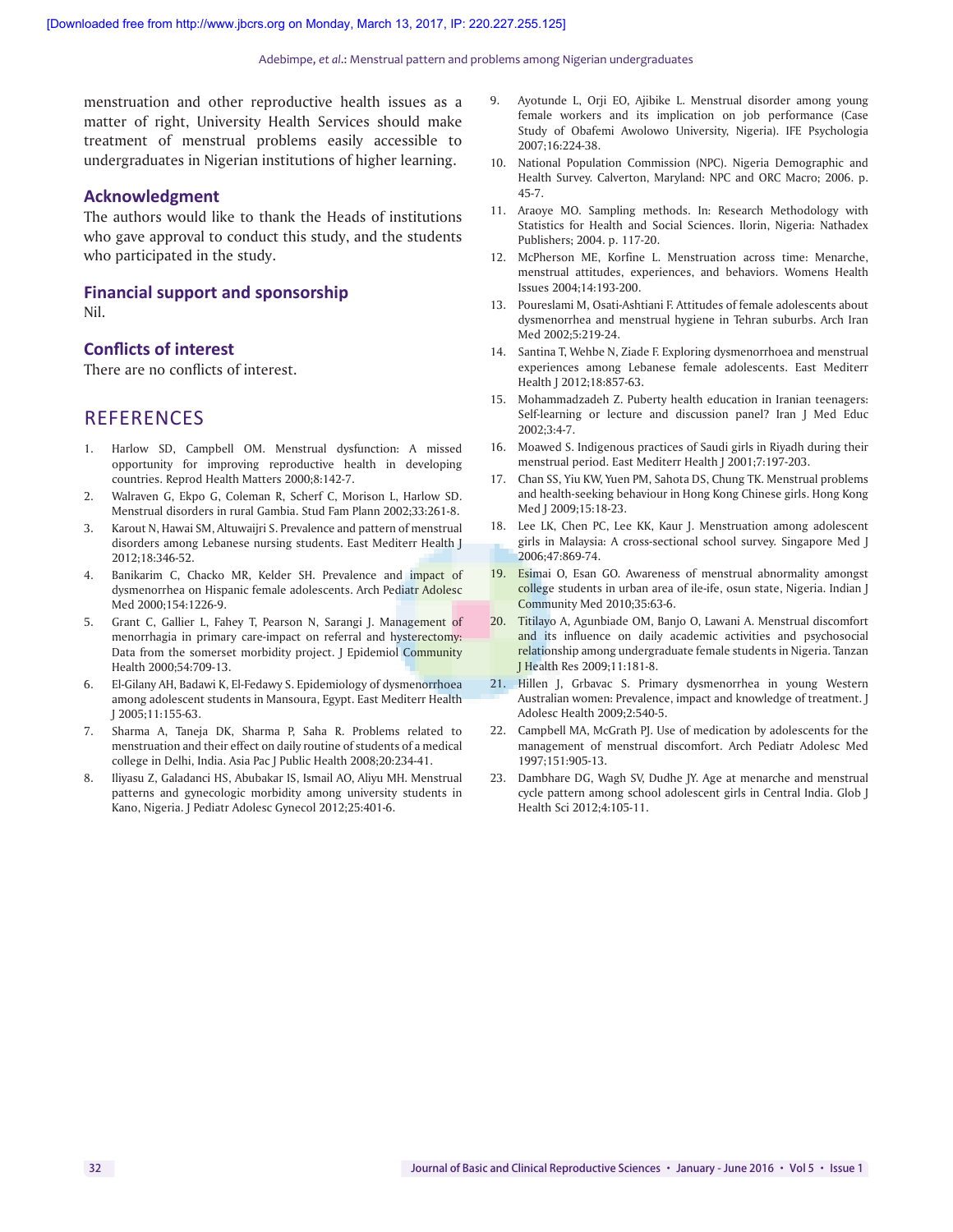menstruation and other reproductive health issues as a matter of right, University Health Services should make treatment of menstrual problems easily accessible to undergraduates in Nigerian institutions of higher learning.

## Acknowledgment

The authors would like to thank the Heads of institutions who gave approval to conduct this study, and the students who participated in the study.

## Financial support and sponsorship

Nil.

## Conflicts of interest

There are no conflicts of interest.

## REFERENCES

1. Harlow SD, Campbell OM. Menstrual dysfunction: A missed opportunity for improving reproductive health in developing countries. Reprod Health Matters 2000;8:142-7.
2. Walraven G, Ekpo G, Coleman R, Scherf C, Morison L, Harlow SD. Menstrual disorders in rural Gambia. Stud Fam Plann 2002;33:261-8.
3. Karout N, Hawai SM, Altuwaijri S. Prevalence and pattern of menstrual disorders among Lebanese nursing students. East Mediterr Health J 2012;18:346-52.
4. Banikarim C, Chacko MR, Kelder SH. Prevalence and impact of dysmenorrhea on Hispanic female adolescents. Arch Pediatr Adolesc Med 2000;154:1226-9.
5. Grant C, Gallier L, Fahey T, Pearson N, Sarangi J. Management of menorrhagia in primary care-impact on referral and hysterectomy: Data from the somerset morbidity project. J Epidemiol Community Health 2000;54:709-13.
6. El-Gilany AH, Badawi K, El-Fedawy S. Epidemiology of dysmenorrhoea among adolescent students in Mansoura, Egypt. East Mediterr Health J 2005;11:155-63.
7. Sharma A, Taneja DK, Sharma P, Saha R. Problems related to menstruation and their effect on daily routine of students of a medical college in Delhi, India. Asia Pac J Public Health 2008;20:234-41.
8. Iliyasu Z, Galadanci HS, Abubakar IS, Ismail AO, Aliyu MH. Menstrual patterns and gynecologic morbidity among university students in Kano, Nigeria. J Pediatr Adolesc Gynecol 2012;25:401-6.
9. Ayotunde L, Orji EO, Ajibike L. Menstrual disorder among young female workers and its implication on job performance (Case Study of Obafemi Awolowo University, Nigeria). IFE Psychologia 2007;16:224-38.
10. National Population Commission (NPC). Nigeria Demographic and Health Survey. Calverton, Maryland: NPC and ORC Macro; 2006. p. 45-7.
11. Araoye MO. Sampling methods. In: Research Methodology with Statistics for Health and Social Sciences. Ilorin, Nigeria: Nathadex Publishers; 2004. p. 117-20.
12. McPherson ME, Korfine L. Menstruation across time: Menarche, menstrual attitudes, experiences, and behaviors. Womens Health Issues 2004;14:193-200.
13. Poureslami M, Osati-Ashtiani F. Attitudes of female adolescents about dysmenorrhea and menstrual hygiene in Tehran suburbs. Arch Iran Med 2002;5:219-24.
14. Santina T, Wehbe N, Ziade F. Exploring dysmenorrhoea and menstrual experiences among Lebanese female adolescents. East Mediterr Health J 2012;18:857-63.
15. Mohammadzadeh Z. Puberty health education in Iranian teenagers: Self-learning or lecture and discussion panel? Iran J Med Educ 2002;3:4-7.
16. Moawed S. Indigenous practices of Saudi girls in Riyadh during their menstrual period. East Mediterr Health J 2001;7:197-203.
17. Chan SS, Yiu KW, Yuen PM, Sahota DS, Chung TK. Menstrual problems and health-seeking behaviour in Hong Kong Chinese girls. Hong Kong Med J 2009;15:18-23.
18. Lee LK, Chen PC, Lee KK, Kaur J. Menstruation among adolescent girls in Malaysia: A cross-sectional school survey. Singapore Med J 2006;47:869-74.
19. Esimai O, Esan GO. Awareness of menstrual abnormality amongst college students in urban area of ile-ife, osun state, Nigeria. Indian J Community Med 2010;35:63-6.
20. Titilayo A, Agunbiade OM, Banjo O, Lawani A. Menstrual discomfort and its influence on daily academic activities and psychosocial relationship among undergraduate female students in Nigeria. Tanzan J Health Res 2009;11:181-8.
21. Hillen J, Grbavac S. Primary dysmenorrhea in young Western Australian women: Prevalence, impact and knowledge of treatment. J Adolesc Health 2009;2:540-5.
22. Campbell MA, McGrath PJ. Use of medication by adolescents for the management of menstrual discomfort. Arch Pediatr Adolesc Med 1997;151:905-13.
23. Dambhare DG, Wagh SV, Dudhe JY. Age at menarche and menstrual cycle pattern among school adolescent girls in Central India. Glob J Health Sci 2012;4:105-11.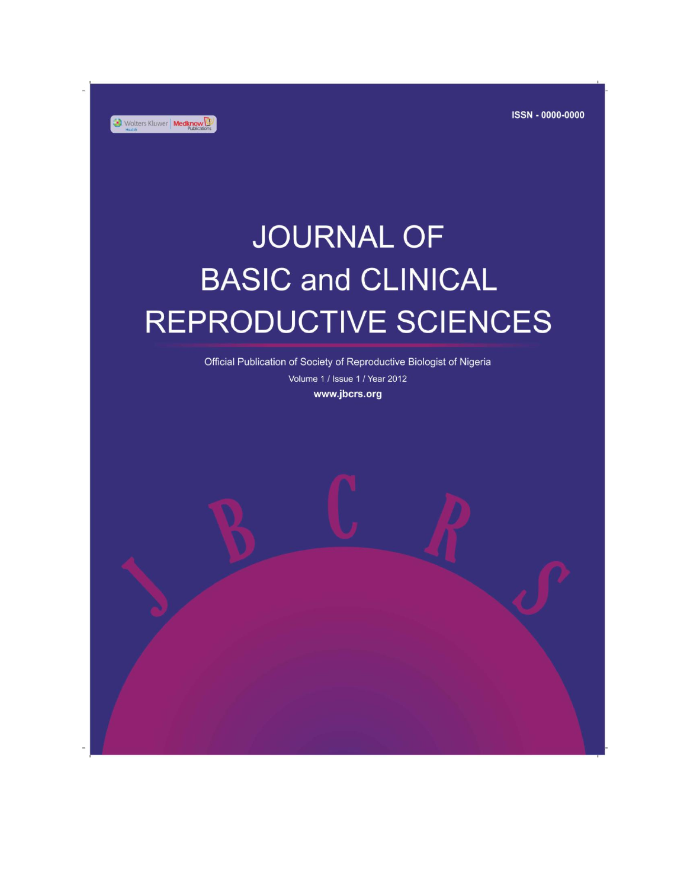Wolters Kluwer Health | Medknow Publications

ISSN - 0000-0000

# JOURNAL OF BASIC and CLINICAL REPRODUCTIVE SCIENCES

Official Publication of Society of Reproductive Biologist of Nigeria

Volume 1 / Issue 1 / Year 2012

**www.jbcrs.org**

JBCRS